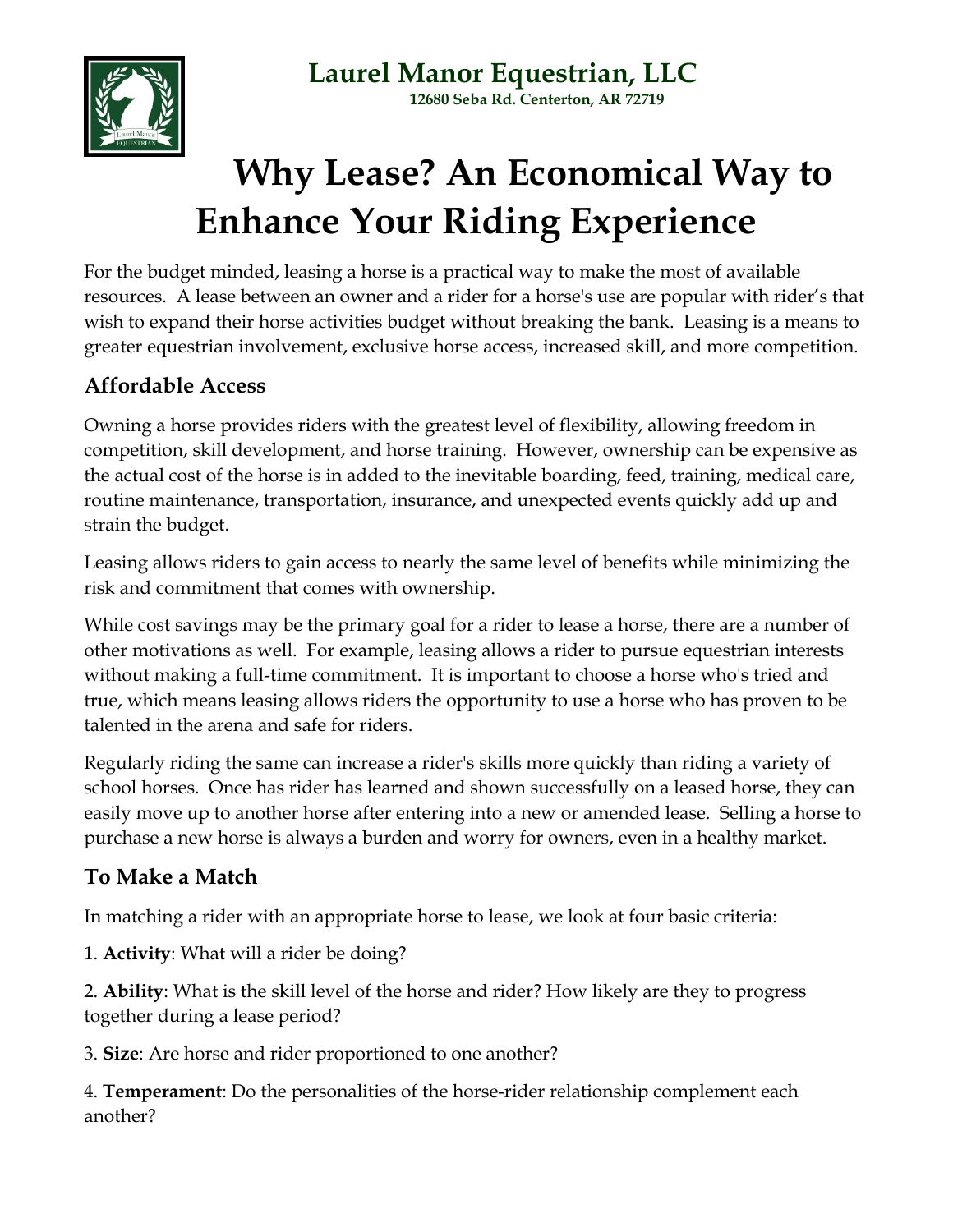## Laurel Manor Equestrian, LLC

**12680 Seba Rd. Centerton, AR 72719**

# Why Lease? An Economical Way to Enhance Your Riding Experience

For the budget minded, leasing a horse is a practical way to make the most of available resources. A lease between an owner and a rider for a horse's use are popular with rider's that wish to expand their horse activities budget without breaking the bank. Leasing is a means to greater equestrian involvement, exclusive horse access, increased skill, and more competition.

### Affordable Access

Owning a horse provides riders with the greatest level of flexibility, allowing freedom in competition, skill development, and horse training. However, ownership can be expensive as the actual cost of the horse is in added to the inevitable boarding, feed, training, medical care, routine maintenance, transportation, insurance, and unexpected events quickly add up and strain the budget.

Leasing allows riders to gain access to nearly the same level of benefits while minimizing the risk and commitment that comes with ownership.

While cost savings may be the primary goal for a rider to lease a horse, there are a number of other motivations as well. For example, leasing allows a rider to pursue equestrian interests without making a full-time commitment. It is important to choose a horse who's tried and true, which means leasing allows riders the opportunity to use a horse who has proven to be talented in the arena and safe for riders.

Regularly riding the same can increase a rider's skills more quickly than riding a variety of school horses. Once has rider has learned and shown successfully on a leased horse, they can easily move up to another horse after entering into a new or amended lease. Selling a horse to purchase a new horse is always a burden and worry for owners, even in a healthy market.

### To Make a Match

In matching a rider with an appropriate horse to lease, we look at four basic criteria:

1. **Activity**: What will a rider be doing?

2. **Ability**: What is the skill level of the horse and rider? How likely are they to progress together during a lease period?

3. **Size**: Are horse and rider proportioned to one another?

4. **Temperament**: Do the personalities of the horse-rider relationship complement each another?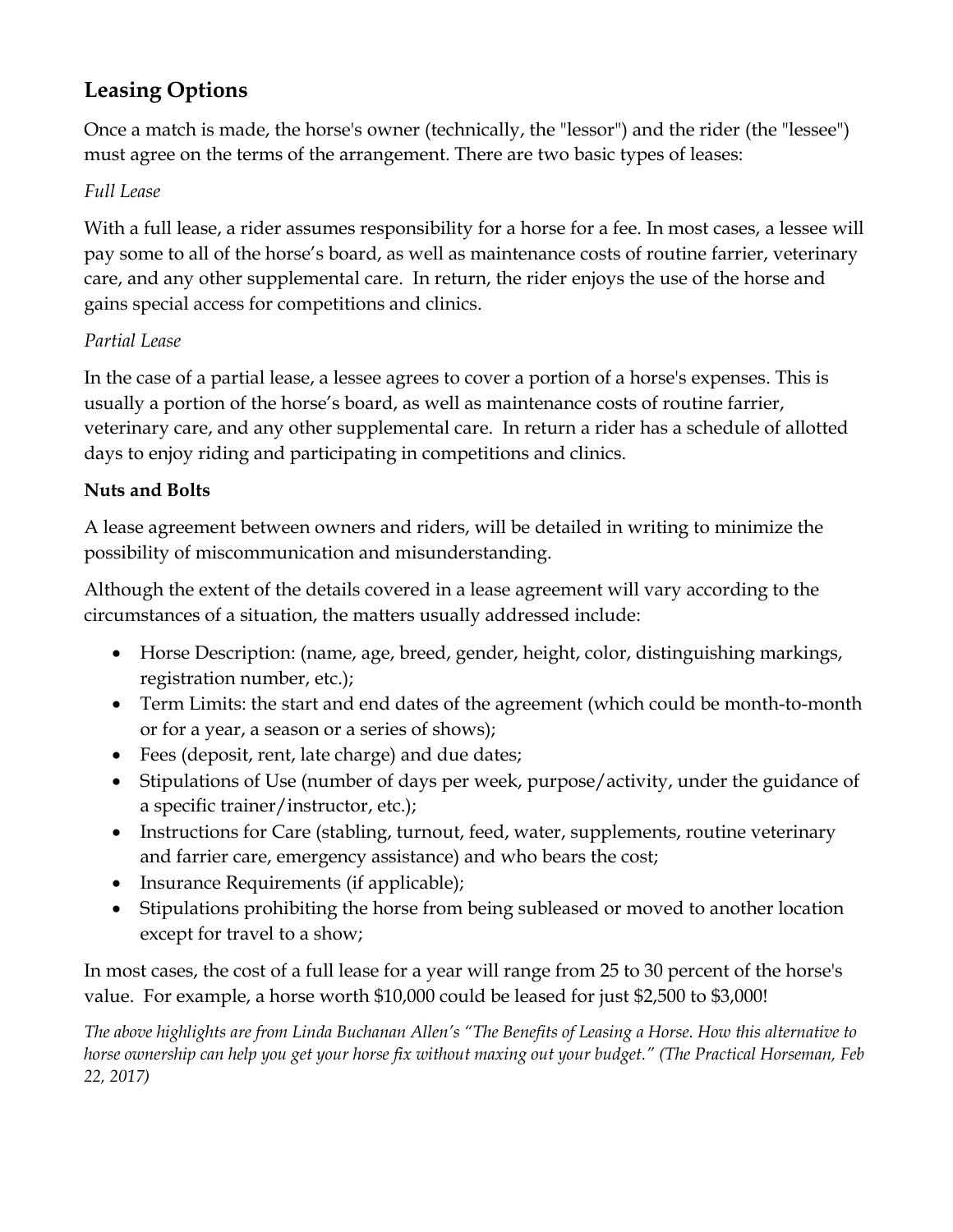## Leasing Options

Once a match is made, the horse's owner (technically, the "lessor") and the rider (the "lessee") must agree on the terms of the arrangement. There are two basic types of leases:

*Full Lease*

With a full lease, a rider assumes responsibility for a horse for a fee. In most cases, a lessee will pay some to all of the horse's board, as well as maintenance costs of routine farrier, veterinary care, and any other supplemental care. In return, the rider enjoys the use of the horse and gains special access for competitions and clinics.

*Partial Lease*

In the case of a partial lease, a lessee agrees to cover a portion of a horse's expenses. This is usually a portion of the horse's board, as well as maintenance costs of routine farrier, veterinary care, and any other supplemental care. In return a rider has a schedule of allotted days to enjoy riding and participating in competitions and clinics.

**Nuts and Bolts**

A lease agreement between owners and riders, will be detailed in writing to minimize the possibility of miscommunication and misunderstanding.

Although the extent of the details covered in a lease agreement will vary according to the circumstances of a situation, the matters usually addressed include:

- Horse Description: (name, age, breed, gender, height, color, distinguishing markings, registration number, etc.);
- Term Limits: the start and end dates of the agreement (which could be month-to-month or for a year, a season or a series of shows);
- Fees (deposit, rent, late charge) and due dates;
- Stipulations of Use (number of days per week, purpose/activity, under the guidance of a specific trainer/instructor, etc.);
- Instructions for Care (stabling, turnout, feed, water, supplements, routine veterinary and farrier care, emergency assistance) and who bears the cost;
- Insurance Requirements (if applicable);
- Stipulations prohibiting the horse from being subleased or moved to another location except for travel to a show;

In most cases, the cost of a full lease for a year will range from 25 to 30 percent of the horse's value. For example, a horse worth $10,000 could be leased for just $2,500 to $3,000!

*The above highlights are from Linda Buchanan Allen's "The Benefits of Leasing a Horse. How this alternative to horse ownership can help you get your horse fix without maxing out your budget." (The Practical Horseman, Feb 22, 2017)*